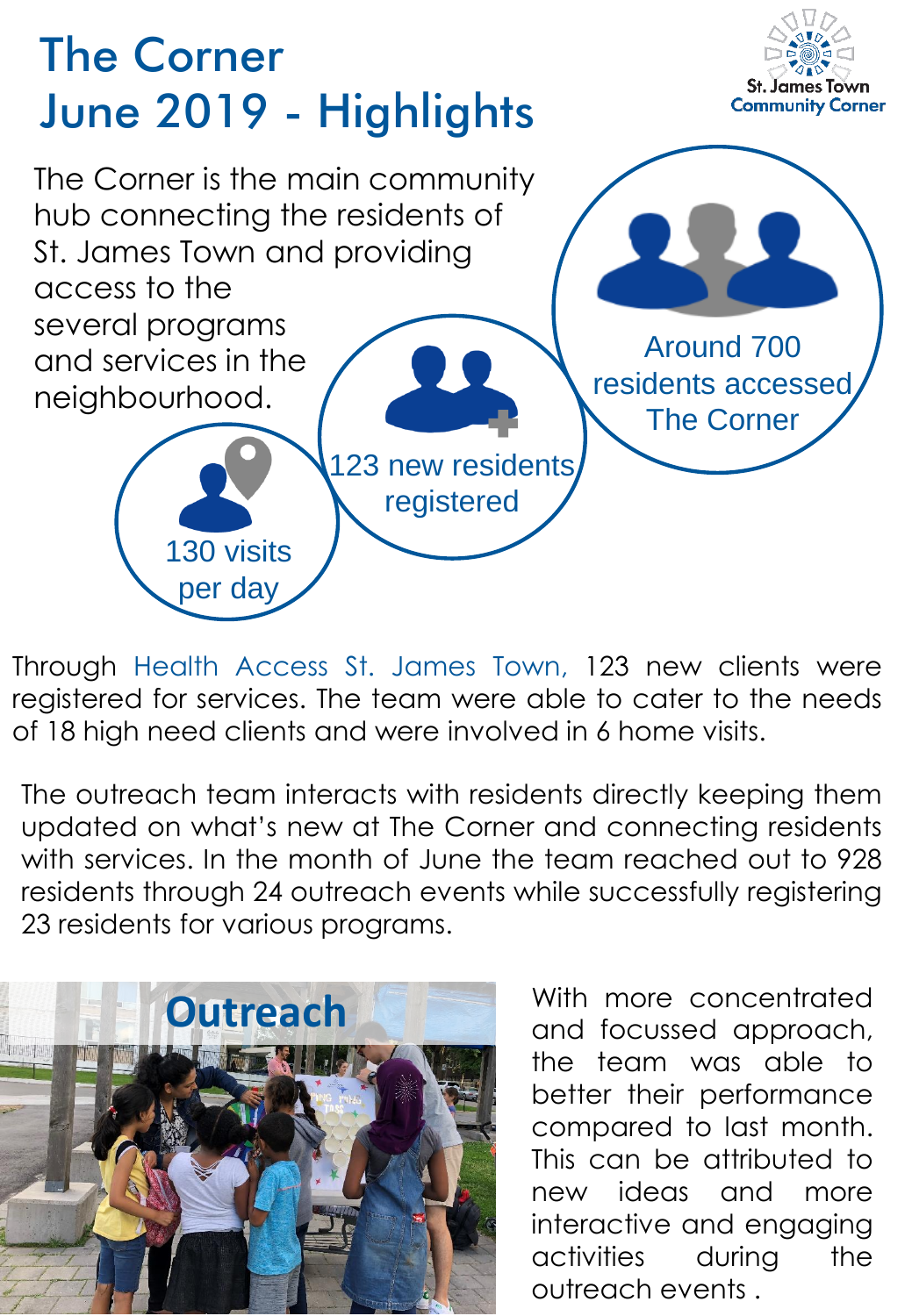# The Corner
# June 2019 - Highlights

St. James Town Community Corner

The Corner is the main community hub connecting the residents of St. James Town and providing access to the several programs and services in the neighbourhood.

Around 700 residents accessed The Corner

123 new residents registered

130 visits per day

Through Health Access St. James Town, 123 new clients were registered for services. The team were able to cater to the needs of 18 high need clients and were involved in 6 home visits.

The outreach team interacts with residents directly keeping them updated on what's new at The Corner and connecting residents with services. In the month of June the team reached out to 928 residents through 24 outreach events while successfully registering 23 residents for various programs.

**Outreach**

With more concentrated and focussed approach, the team was able to better their performance compared to last month. This can be attributed to new ideas and more interactive and engaging activities during the outreach events .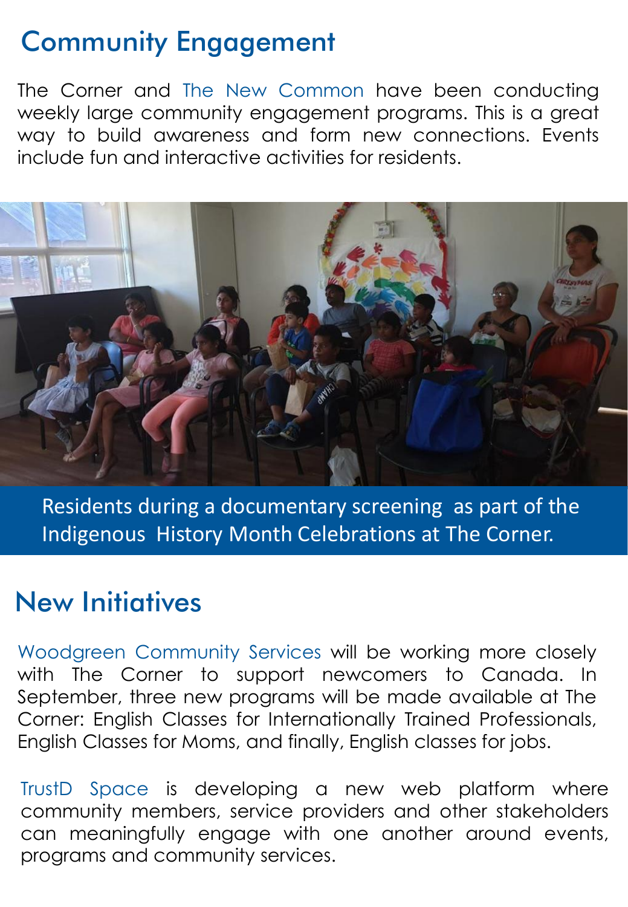## Community Engagement

The Corner and The New Common have been conducting weekly large community engagement programs. This is a great way to build awareness and form new connections. Events include fun and interactive activities for residents.

Residents during a documentary screening as part of the Indigenous History Month Celebrations at The Corner.

## New Initiatives

Woodgreen Community Services will be working more closely with The Corner to support newcomers to Canada. In September, three new programs will be made available at The Corner: English Classes for Internationally Trained Professionals, English Classes for Moms, and finally, English classes for jobs.

TrustD Space is developing a new web platform where community members, service providers and other stakeholders can meaningfully engage with one another around events, programs and community services.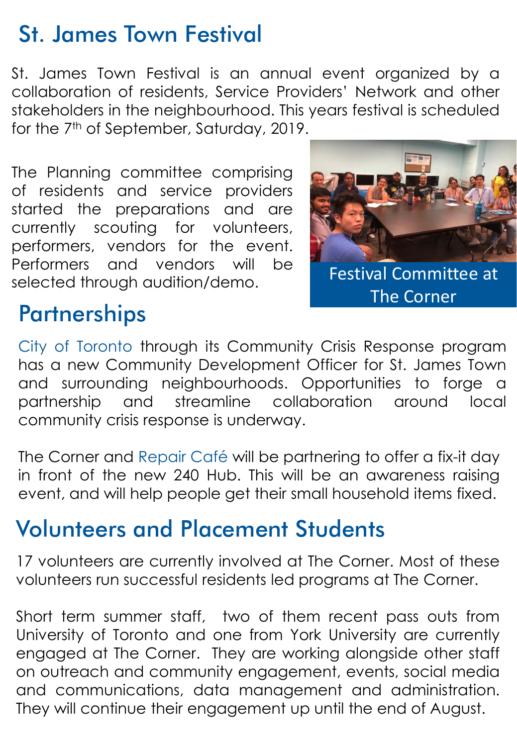## St. James Town Festival

St. James Town Festival is an annual event organized by a collaboration of residents, Service Providers' Network and other stakeholders in the neighbourhood. This years festival is scheduled for the 7th of September, Saturday, 2019.

The Planning committee comprising of residents and service providers started the preparations and are currently scouting for volunteers, performers, vendors for the event. Performers and vendors will be selected through audition/demo.

Festival Committee at The Corner

## Partnerships

City of Toronto through its Community Crisis Response program has a new Community Development Officer for St. James Town and surrounding neighbourhoods. Opportunities to forge a partnership and streamline collaboration around local community crisis response is underway.

The Corner and Repair Café will be partnering to offer a fix-it day in front of the new 240 Hub. This will be an awareness raising event, and will help people get their small household items fixed.

## Volunteers and Placement Students

17 volunteers are currently involved at The Corner. Most of these volunteers run successful residents led programs at The Corner.

Short term summer staff, two of them recent pass outs from University of Toronto and one from York University are currently engaged at The Corner. They are working alongside other staff on outreach and community engagement, events, social media and communications, data management and administration. They will continue their engagement up until the end of August.